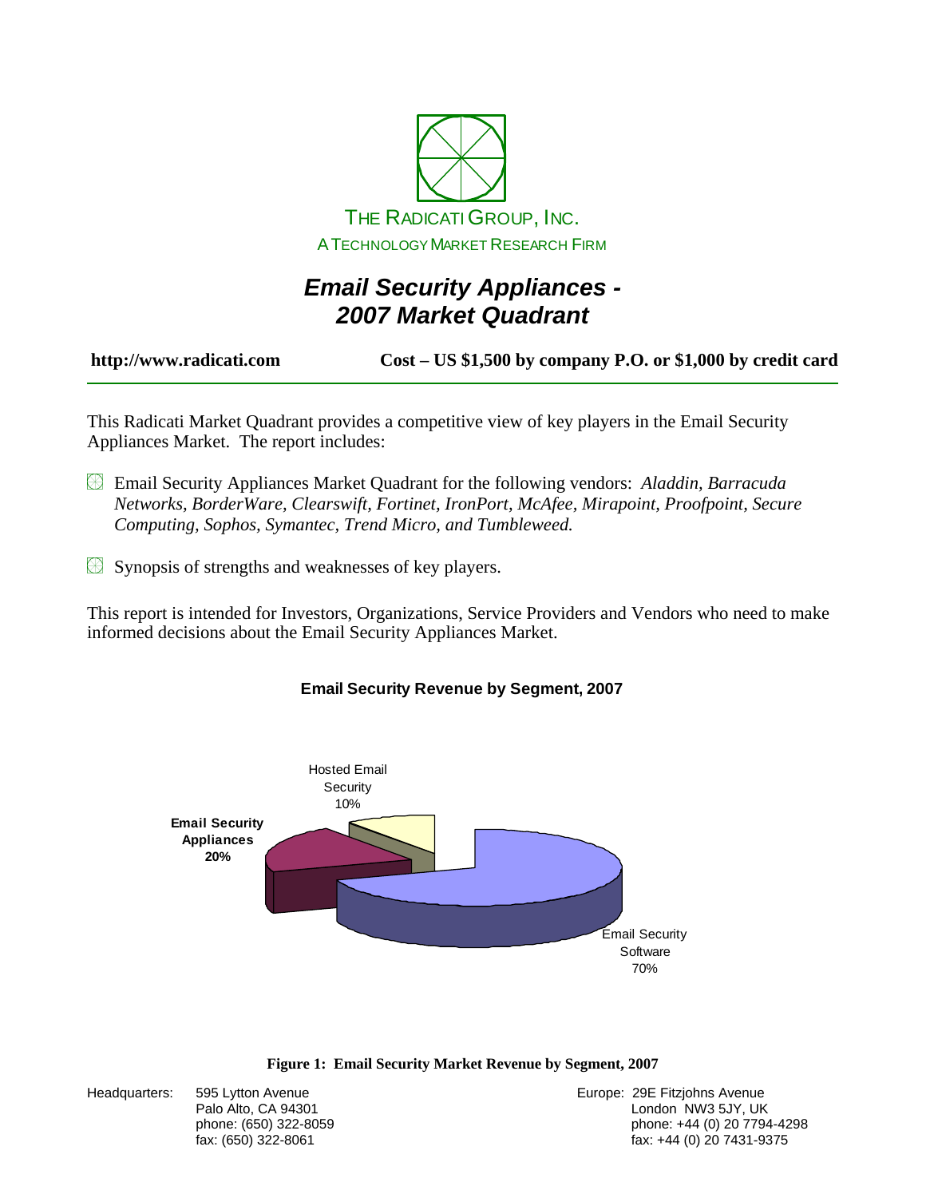THE RADICATI GROUP, INC.

A TECHNOLOGY MARKET RESEARCH FIRM

# *Email Security Appliances - 2007 Market Quadrant*

**http://www.radicati.com** **Cost – US $1,500 by company P.O. or $1,000 by credit card**

This Radicati Market Quadrant provides a competitive view of key players in the Email Security Appliances Market. The report includes:

- Email Security Appliances Market Quadrant for the following vendors: *Aladdin, Barracuda Networks, BorderWare, Clearswift, Fortinet, IronPort, McAfee, Mirapoint, Proofpoint, Secure Computing, Sophos, Symantec, Trend Micro, and Tumbleweed.*
- Synopsis of strengths and weaknesses of key players.

This report is intended for Investors, Organizations, Service Providers and Vendors who need to make informed decisions about the Email Security Appliances Market.

**Email Security Revenue by Segment, 2007**

Hosted Email Security 10%

**Email Security Appliances 20%**

Email Security Software 70%

**Figure 1: Email Security Market Revenue by Segment, 2007**

Headquarters: 595 Lytton Avenue
Palo Alto, CA 94301
phone: (650) 322-8059
fax: (650) 322-8061

Europe: 29E Fitzjohns Avenue
London NW3 5JY, UK
phone: +44 (0) 20 7794-4298
fax: +44 (0) 20 7431-9375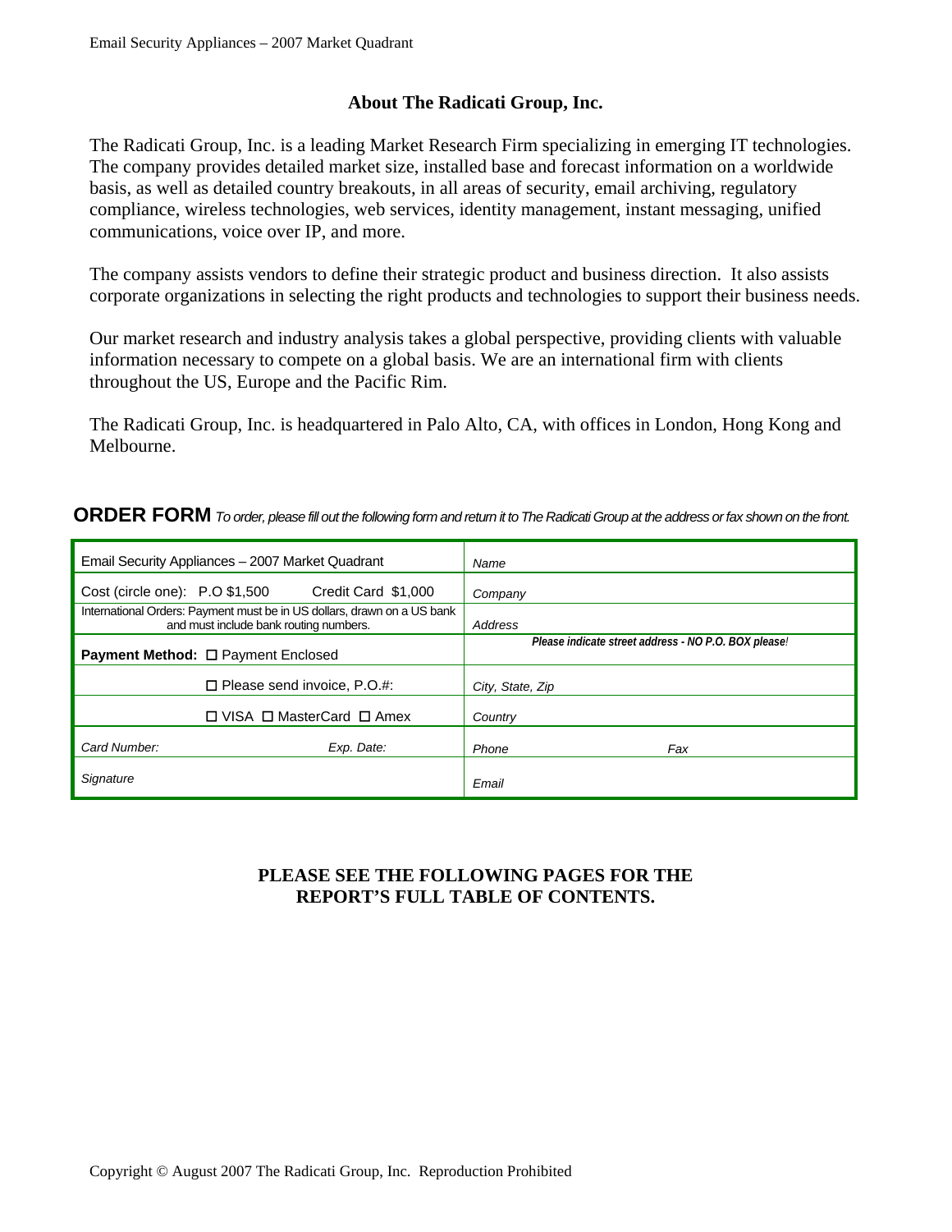## About The Radicati Group, Inc.

The Radicati Group, Inc. is a leading Market Research Firm specializing in emerging IT technologies. The company provides detailed market size, installed base and forecast information on a worldwide basis, as well as detailed country breakouts, in all areas of security, email archiving, regulatory compliance, wireless technologies, web services, identity management, instant messaging, unified communications, voice over IP, and more.

The company assists vendors to define their strategic product and business direction. It also assists corporate organizations in selecting the right products and technologies to support their business needs.

Our market research and industry analysis takes a global perspective, providing clients with valuable information necessary to compete on a global basis. We are an international firm with clients throughout the US, Europe and the Pacific Rim.

The Radicati Group, Inc. is headquartered in Palo Alto, CA, with offices in London, Hong Kong and Melbourne.

**ORDER FORM** *To order, please fill out the following form and return it to The Radicati Group at the address or fax shown on the front.*

| | |
|---|---|
| Email Security Appliances – 2007 Market Quadrant | *Name* |
| Cost (circle one): P.O $1,500 Credit Card $1,000 | *Company* |
| International Orders: Payment must be in US dollars, drawn on a US bank and must include bank routing numbers. | *Address* |
| **Payment Method:** ☐ Payment Enclosed | ***Please indicate street address - NO P.O. BOX please!*** |
| ☐ Please send invoice, P.O.#: | *City, State, Zip* |
| ☐ VISA ☐ MasterCard ☐ Amex | *Country* |
| *Card Number:* *Exp. Date:* | *Phone* *Fax* |
| *Signature* | *Email* |

**PLEASE SEE THE FOLLOWING PAGES FOR THE REPORT'S FULL TABLE OF CONTENTS.**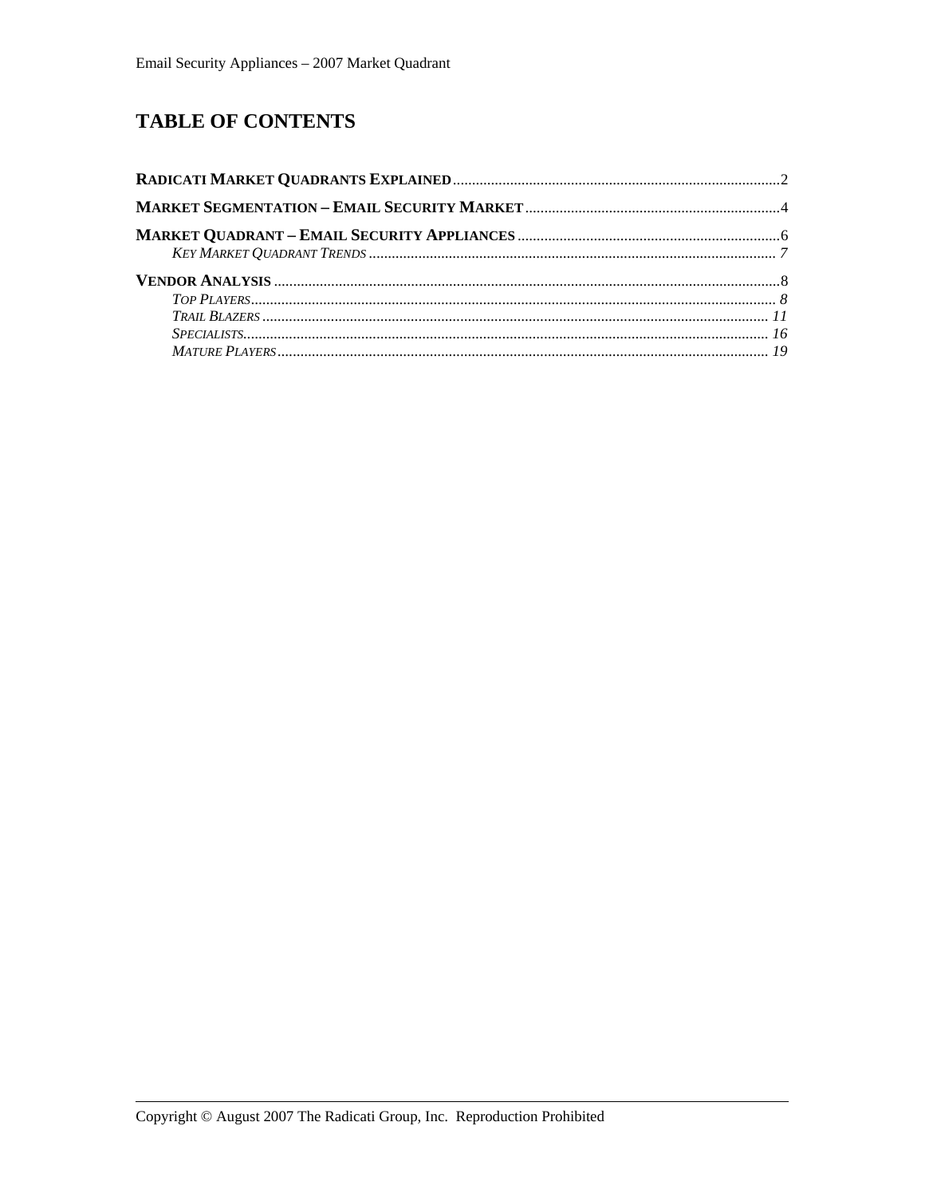# TABLE OF CONTENTS

**RADICATI MARKET QUADRANTS EXPLAINED** .................................................... 2

**MARKET SEGMENTATION – EMAIL SECURITY MARKET** .................................................... 4

**MARKET QUADRANT – EMAIL SECURITY APPLIANCES** .................................................... 6

- *KEY MARKET QUADRANT TRENDS* .................................................... 7

**VENDOR ANALYSIS** .................................................... 8

- *TOP PLAYERS* .................................................... 8
- *TRAIL BLAZERS* .................................................... 11
- *SPECIALISTS* .................................................... 16
- *MATURE PLAYERS* .................................................... 19